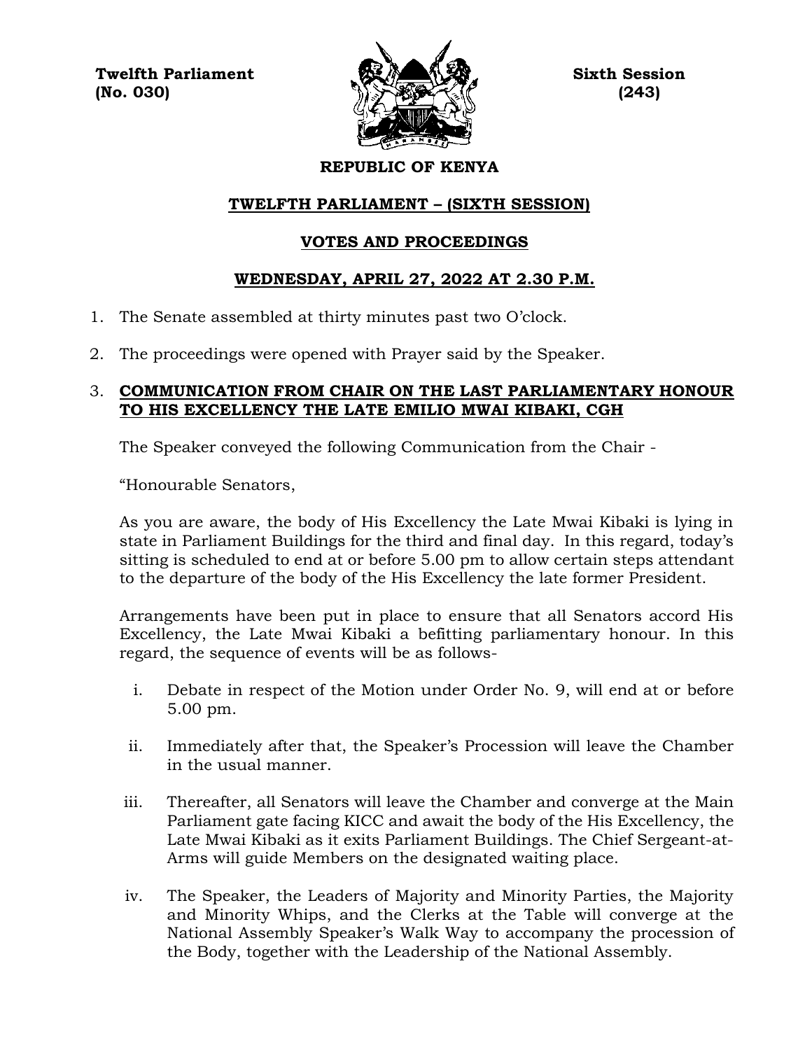**Twelfth Parliament**
**(No. 030)**

**Sixth Session**
**(243)**

**REPUBLIC OF KENYA**

**TWELFTH PARLIAMENT – (SIXTH SESSION)**

**VOTES AND PROCEEDINGS**

**WEDNESDAY, APRIL 27, 2022 AT 2.30 P.M.**

1. The Senate assembled at thirty minutes past two O'clock.

2. The proceedings were opened with Prayer said by the Speaker.

3. **COMMUNICATION FROM CHAIR ON THE LAST PARLIAMENTARY HONOUR TO HIS EXCELLENCY THE LATE EMILIO MWAI KIBAKI, CGH**

   The Speaker conveyed the following Communication from the Chair -

   "Honourable Senators,

   As you are aware, the body of His Excellency the Late Mwai Kibaki is lying in state in Parliament Buildings for the third and final day. In this regard, today's sitting is scheduled to end at or before 5.00 pm to allow certain steps attendant to the departure of the body of the His Excellency the late former President.

   Arrangements have been put in place to ensure that all Senators accord His Excellency, the Late Mwai Kibaki a befitting parliamentary honour. In this regard, the sequence of events will be as follows-

   i. Debate in respect of the Motion under Order No. 9, will end at or before 5.00 pm.

   ii. Immediately after that, the Speaker's Procession will leave the Chamber in the usual manner.

   iii. Thereafter, all Senators will leave the Chamber and converge at the Main Parliament gate facing KICC and await the body of the His Excellency, the Late Mwai Kibaki as it exits Parliament Buildings. The Chief Sergeant-at-Arms will guide Members on the designated waiting place.

   iv. The Speaker, the Leaders of Majority and Minority Parties, the Majority and Minority Whips, and the Clerks at the Table will converge at the National Assembly Speaker's Walk Way to accompany the procession of the Body, together with the Leadership of the National Assembly.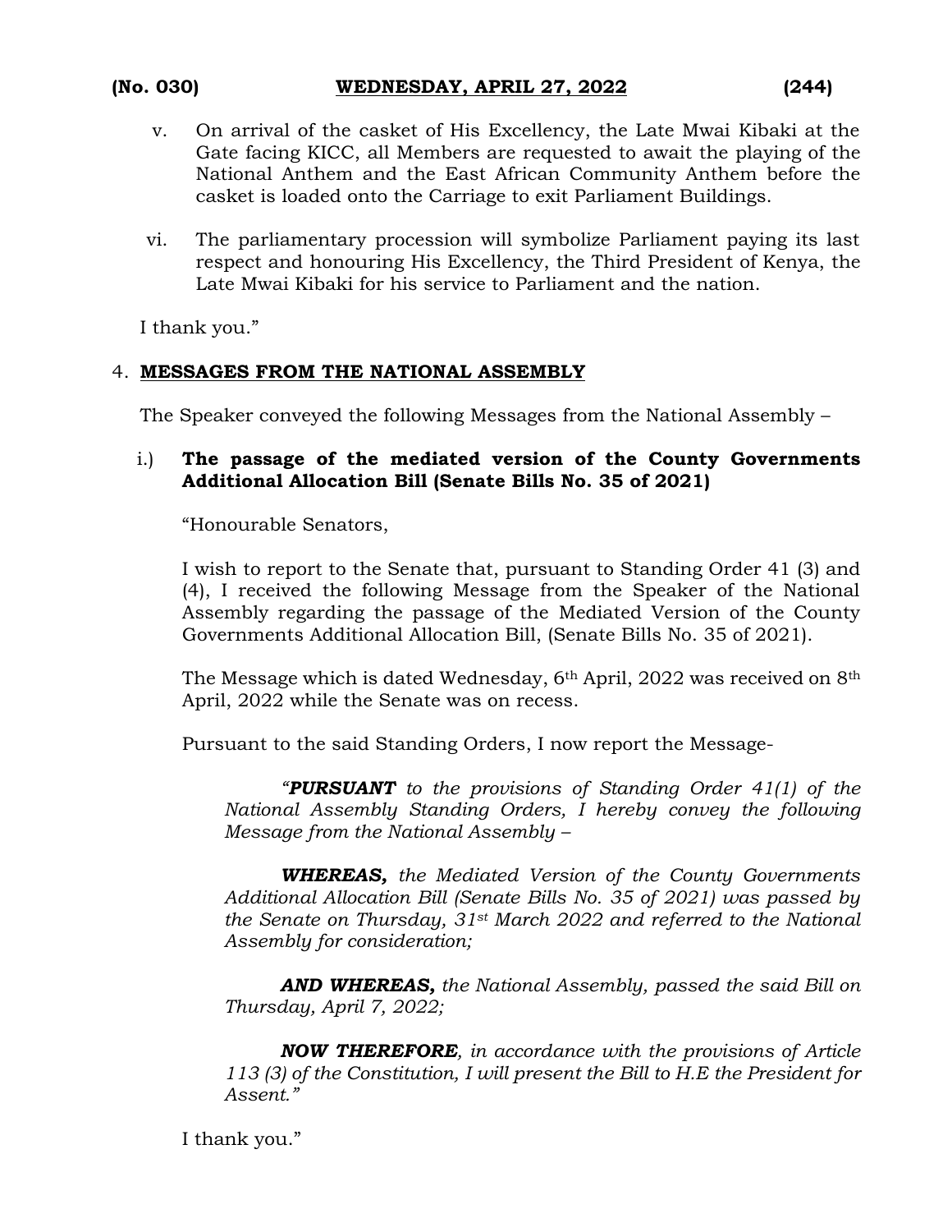v. On arrival of the casket of His Excellency, the Late Mwai Kibaki at the Gate facing KICC, all Members are requested to await the playing of the National Anthem and the East African Community Anthem before the casket is loaded onto the Carriage to exit Parliament Buildings.

vi. The parliamentary procession will symbolize Parliament paying its last respect and honouring His Excellency, the Third President of Kenya, the Late Mwai Kibaki for his service to Parliament and the nation.

I thank you."

4. **MESSAGES FROM THE NATIONAL ASSEMBLY**

The Speaker conveyed the following Messages from the National Assembly –

i.) **The passage of the mediated version of the County Governments Additional Allocation Bill (Senate Bills No. 35 of 2021)**

"Honourable Senators,

I wish to report to the Senate that, pursuant to Standing Order 41 (3) and (4), I received the following Message from the Speaker of the National Assembly regarding the passage of the Mediated Version of the County Governments Additional Allocation Bill, (Senate Bills No. 35 of 2021).

The Message which is dated Wednesday, 6th April, 2022 was received on 8th April, 2022 while the Senate was on recess.

Pursuant to the said Standing Orders, I now report the Message-

*"**PURSUANT** to the provisions of Standing Order 41(1) of the National Assembly Standing Orders, I hereby convey the following Message from the National Assembly –*

***WHEREAS,** the Mediated Version of the County Governments Additional Allocation Bill (Senate Bills No. 35 of 2021) was passed by the Senate on Thursday, 31st March 2022 and referred to the National Assembly for consideration;*

***AND WHEREAS,** the National Assembly, passed the said Bill on Thursday, April 7, 2022;*

***NOW THEREFORE**, in accordance with the provisions of Article 113 (3) of the Constitution, I will present the Bill to H.E the President for Assent."*

I thank you."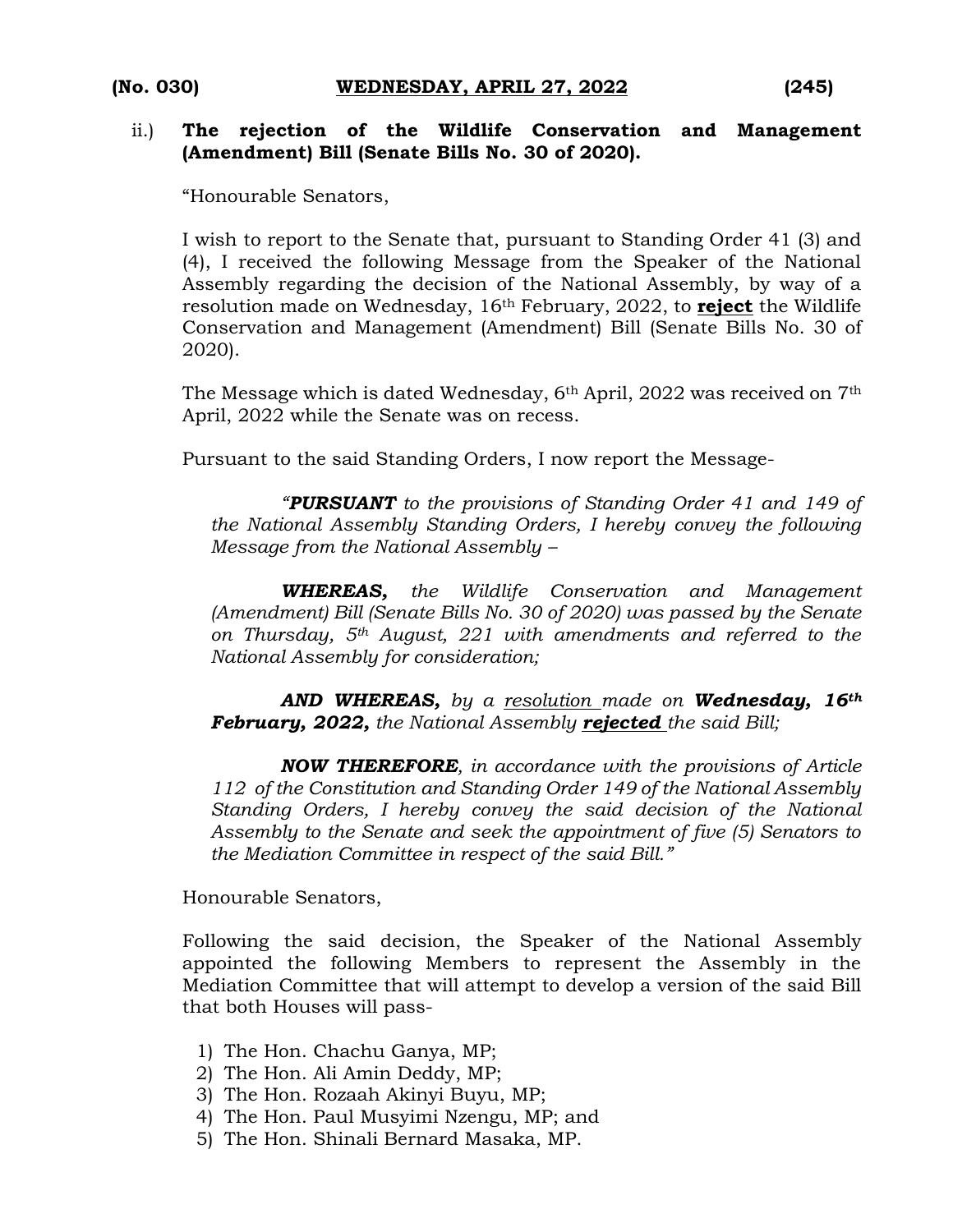ii.) **The rejection of the Wildlife Conservation and Management (Amendment) Bill (Senate Bills No. 30 of 2020).**

"Honourable Senators,

I wish to report to the Senate that, pursuant to Standing Order 41 (3) and (4), I received the following Message from the Speaker of the National Assembly regarding the decision of the National Assembly, by way of a resolution made on Wednesday, 16th February, 2022, to **reject** the Wildlife Conservation and Management (Amendment) Bill (Senate Bills No. 30 of 2020).

The Message which is dated Wednesday, 6th April, 2022 was received on 7th April, 2022 while the Senate was on recess.

Pursuant to the said Standing Orders, I now report the Message-

> *"**PURSUANT** to the provisions of Standing Order 41 and 149 of the National Assembly Standing Orders, I hereby convey the following Message from the National Assembly –*
>
> ***WHEREAS,** the Wildlife Conservation and Management (Amendment) Bill (Senate Bills No. 30 of 2020) was passed by the Senate on Thursday, 5th August, 221 with amendments and referred to the National Assembly for consideration;*
>
> ***AND WHEREAS,** by a resolution made on **Wednesday, 16th February, 2022,** the National Assembly **rejected** the said Bill;*
>
> ***NOW THEREFORE**, in accordance with the provisions of Article 112 of the Constitution and Standing Order 149 of the National Assembly Standing Orders, I hereby convey the said decision of the National Assembly to the Senate and seek the appointment of five (5) Senators to the Mediation Committee in respect of the said Bill."*

Honourable Senators,

Following the said decision, the Speaker of the National Assembly appointed the following Members to represent the Assembly in the Mediation Committee that will attempt to develop a version of the said Bill that both Houses will pass-

1) The Hon. Chachu Ganya, MP;
2) The Hon. Ali Amin Deddy, MP;
3) The Hon. Rozaah Akinyi Buyu, MP;
4) The Hon. Paul Musyimi Nzengu, MP; and
5) The Hon. Shinali Bernard Masaka, MP.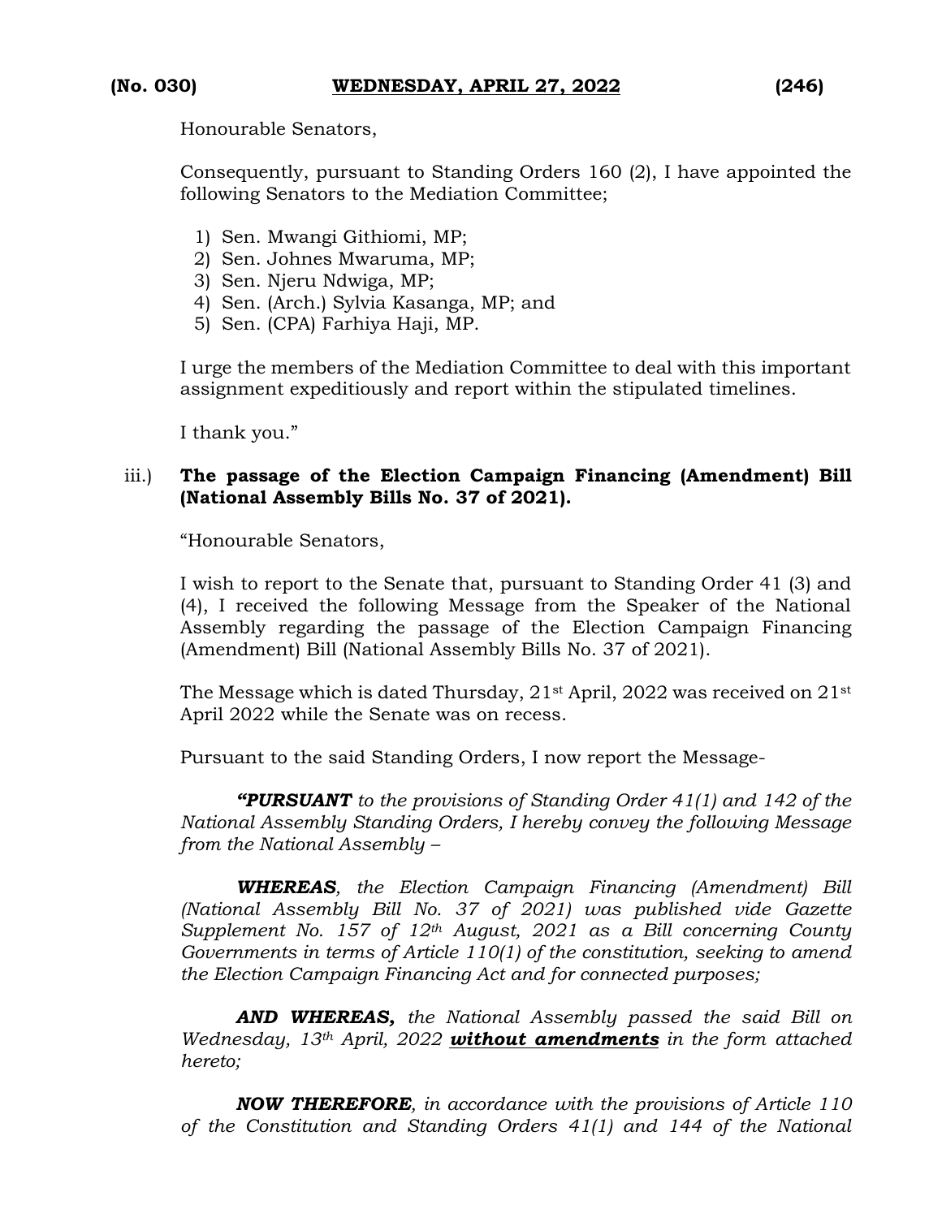Honourable Senators,

Consequently, pursuant to Standing Orders 160 (2), I have appointed the following Senators to the Mediation Committee;

1) Sen. Mwangi Githiomi, MP;
2) Sen. Johnes Mwaruma, MP;
3) Sen. Njeru Ndwiga, MP;
4) Sen. (Arch.) Sylvia Kasanga, MP; and
5) Sen. (CPA) Farhiya Haji, MP.

I urge the members of the Mediation Committee to deal with this important assignment expeditiously and report within the stipulated timelines.

I thank you."

iii.) **The passage of the Election Campaign Financing (Amendment) Bill (National Assembly Bills No. 37 of 2021).**

"Honourable Senators,

I wish to report to the Senate that, pursuant to Standing Order 41 (3) and (4), I received the following Message from the Speaker of the National Assembly regarding the passage of the Election Campaign Financing (Amendment) Bill (National Assembly Bills No. 37 of 2021).

The Message which is dated Thursday, 21st April, 2022 was received on 21st April 2022 while the Senate was on recess.

Pursuant to the said Standing Orders, I now report the Message-

***"PURSUANT*** *to the provisions of Standing Order 41(1) and 142 of the National Assembly Standing Orders, I hereby convey the following Message from the National Assembly –*

***WHEREAS****, the Election Campaign Financing (Amendment) Bill (National Assembly Bill No. 37 of 2021) was published vide Gazette Supplement No. 157 of 12th August, 2021 as a Bill concerning County Governments in terms of Article 110(1) of the constitution, seeking to amend the Election Campaign Financing Act and for connected purposes;*

***AND WHEREAS,*** *the National Assembly passed the said Bill on Wednesday, 13th April, 2022* ***without amendments*** *in the form attached hereto;*

***NOW THEREFORE****, in accordance with the provisions of Article 110 of the Constitution and Standing Orders 41(1) and 144 of the National*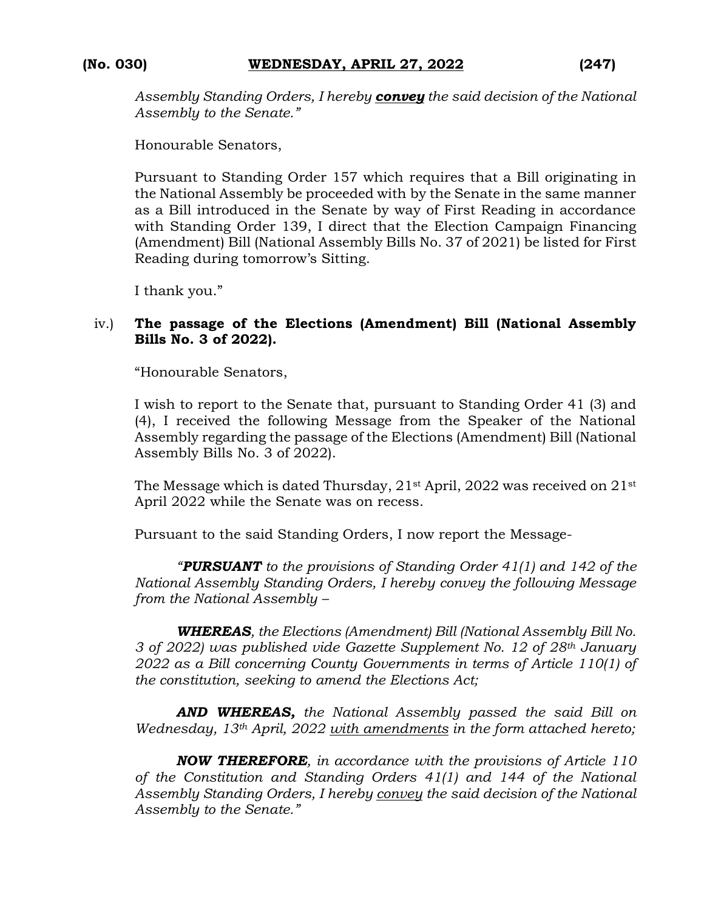*Assembly Standing Orders, I hereby **convey** the said decision of the National Assembly to the Senate."*

Honourable Senators,

Pursuant to Standing Order 157 which requires that a Bill originating in the National Assembly be proceeded with by the Senate in the same manner as a Bill introduced in the Senate by way of First Reading in accordance with Standing Order 139, I direct that the Election Campaign Financing (Amendment) Bill (National Assembly Bills No. 37 of 2021) be listed for First Reading during tomorrow's Sitting.

I thank you."

iv.) **The passage of the Elections (Amendment) Bill (National Assembly Bills No. 3 of 2022).**

"Honourable Senators,

I wish to report to the Senate that, pursuant to Standing Order 41 (3) and (4), I received the following Message from the Speaker of the National Assembly regarding the passage of the Elections (Amendment) Bill (National Assembly Bills No. 3 of 2022).

The Message which is dated Thursday, 21st April, 2022 was received on 21st April 2022 while the Senate was on recess.

Pursuant to the said Standing Orders, I now report the Message-

*"**PURSUANT** to the provisions of Standing Order 41(1) and 142 of the National Assembly Standing Orders, I hereby convey the following Message from the National Assembly –*

***WHEREAS**, the Elections (Amendment) Bill (National Assembly Bill No. 3 of 2022) was published vide Gazette Supplement No. 12 of 28th January 2022 as a Bill concerning County Governments in terms of Article 110(1) of the constitution, seeking to amend the Elections Act;*

***AND WHEREAS,** the National Assembly passed the said Bill on Wednesday, 13th April, 2022 <u>with amendments</u> in the form attached hereto;*

***NOW THEREFORE**, in accordance with the provisions of Article 110 of the Constitution and Standing Orders 41(1) and 144 of the National Assembly Standing Orders, I hereby <u>convey</u> the said decision of the National Assembly to the Senate."*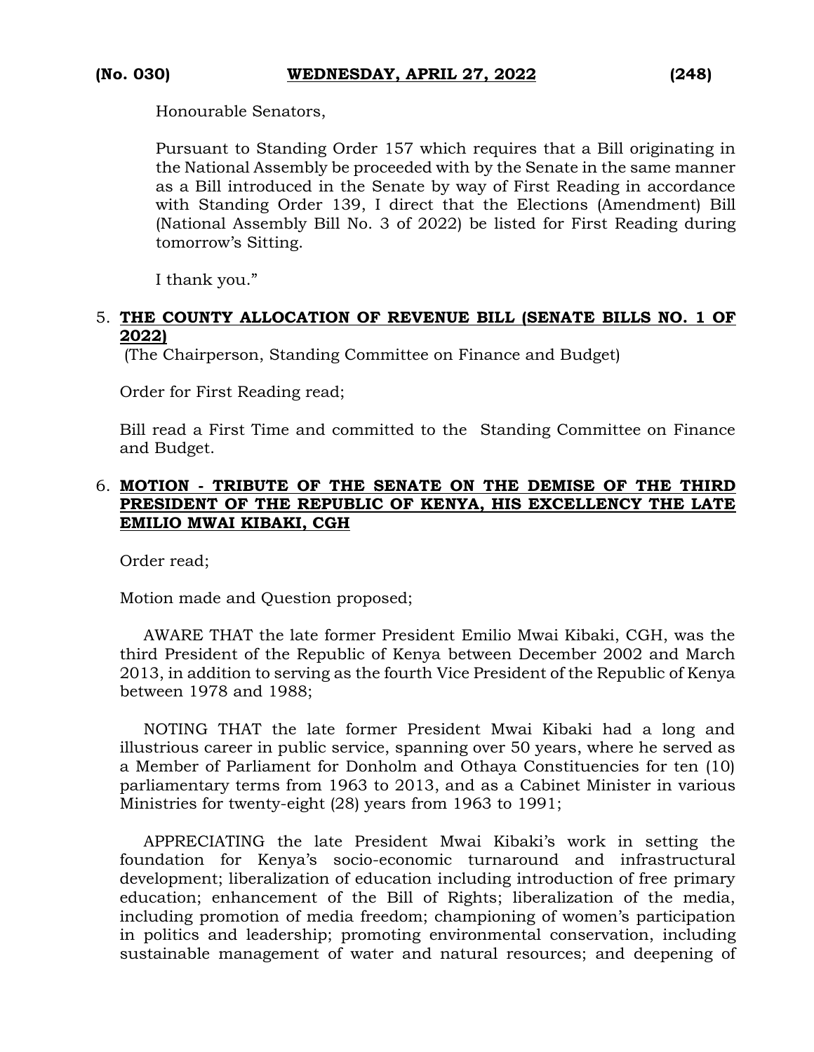Honourable Senators,

Pursuant to Standing Order 157 which requires that a Bill originating in the National Assembly be proceeded with by the Senate in the same manner as a Bill introduced in the Senate by way of First Reading in accordance with Standing Order 139, I direct that the Elections (Amendment) Bill (National Assembly Bill No. 3 of 2022) be listed for First Reading during tomorrow's Sitting.

I thank you."

5. **THE COUNTY ALLOCATION OF REVENUE BILL (SENATE BILLS NO. 1 OF 2022)**
 (The Chairperson, Standing Committee on Finance and Budget)

   Order for First Reading read;

   Bill read a First Time and committed to the Standing Committee on Finance and Budget.

6. **MOTION - TRIBUTE OF THE SENATE ON THE DEMISE OF THE THIRD PRESIDENT OF THE REPUBLIC OF KENYA, HIS EXCELLENCY THE LATE EMILIO MWAI KIBAKI, CGH**

   Order read;

   Motion made and Question proposed;

   AWARE THAT the late former President Emilio Mwai Kibaki, CGH, was the third President of the Republic of Kenya between December 2002 and March 2013, in addition to serving as the fourth Vice President of the Republic of Kenya between 1978 and 1988;

   NOTING THAT the late former President Mwai Kibaki had a long and illustrious career in public service, spanning over 50 years, where he served as a Member of Parliament for Donholm and Othaya Constituencies for ten (10) parliamentary terms from 1963 to 2013, and as a Cabinet Minister in various Ministries for twenty-eight (28) years from 1963 to 1991;

   APPRECIATING the late President Mwai Kibaki's work in setting the foundation for Kenya's socio-economic turnaround and infrastructural development; liberalization of education including introduction of free primary education; enhancement of the Bill of Rights; liberalization of the media, including promotion of media freedom; championing of women's participation in politics and leadership; promoting environmental conservation, including sustainable management of water and natural resources; and deepening of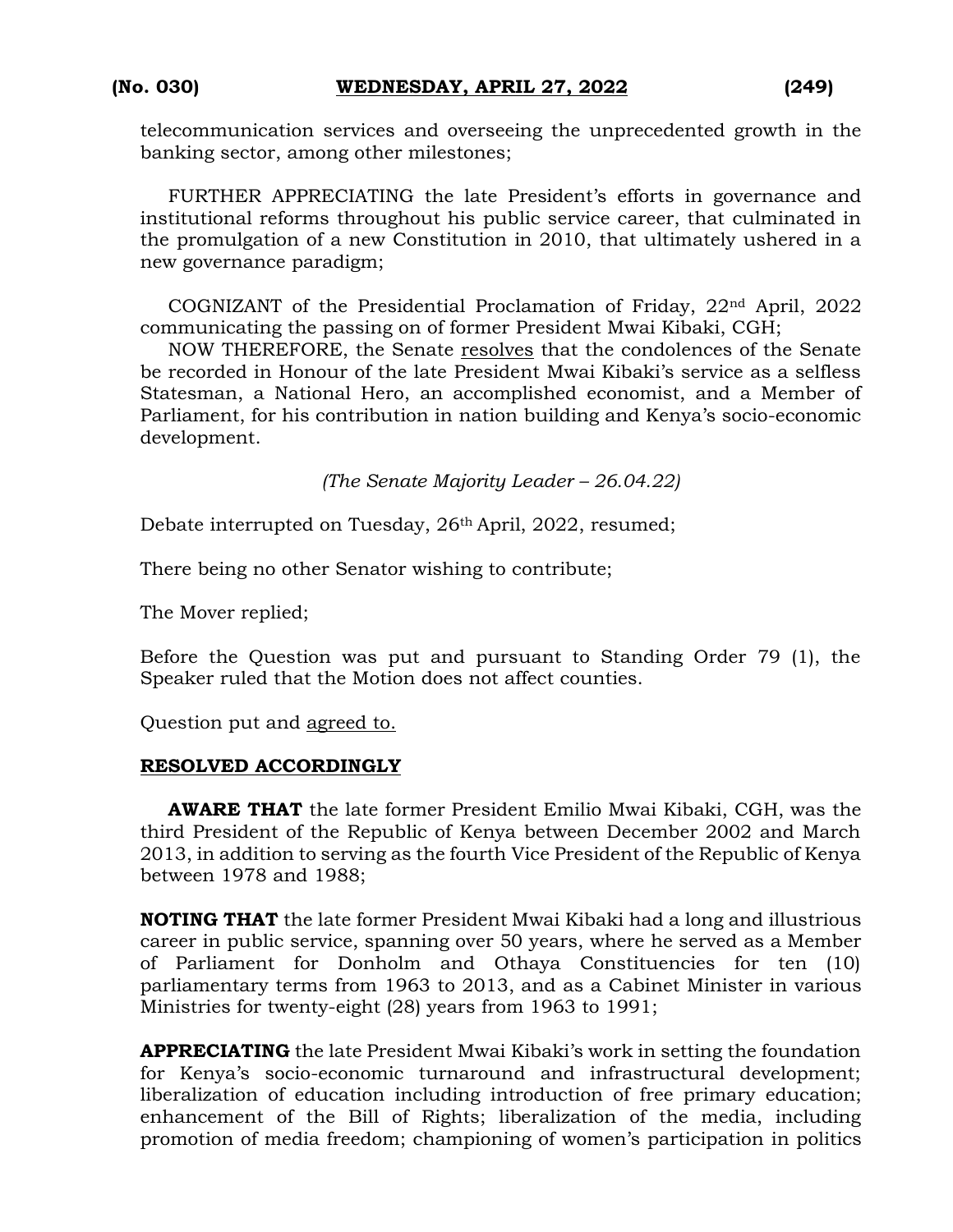telecommunication services and overseeing the unprecedented growth in the banking sector, among other milestones;

FURTHER APPRECIATING the late President's efforts in governance and institutional reforms throughout his public service career, that culminated in the promulgation of a new Constitution in 2010, that ultimately ushered in a new governance paradigm;

COGNIZANT of the Presidential Proclamation of Friday, 22nd April, 2022 communicating the passing on of former President Mwai Kibaki, CGH;

NOW THEREFORE, the Senate resolves that the condolences of the Senate be recorded in Honour of the late President Mwai Kibaki's service as a selfless Statesman, a National Hero, an accomplished economist, and a Member of Parliament, for his contribution in nation building and Kenya's socio-economic development.

*(The Senate Majority Leader – 26.04.22)*

Debate interrupted on Tuesday, 26th April, 2022, resumed;

There being no other Senator wishing to contribute;

The Mover replied;

Before the Question was put and pursuant to Standing Order 79 (1), the Speaker ruled that the Motion does not affect counties.

Question put and agreed to.

**RESOLVED ACCORDINGLY**

**AWARE THAT** the late former President Emilio Mwai Kibaki, CGH, was the third President of the Republic of Kenya between December 2002 and March 2013, in addition to serving as the fourth Vice President of the Republic of Kenya between 1978 and 1988;

**NOTING THAT** the late former President Mwai Kibaki had a long and illustrious career in public service, spanning over 50 years, where he served as a Member of Parliament for Donholm and Othaya Constituencies for ten (10) parliamentary terms from 1963 to 2013, and as a Cabinet Minister in various Ministries for twenty-eight (28) years from 1963 to 1991;

**APPRECIATING** the late President Mwai Kibaki's work in setting the foundation for Kenya's socio-economic turnaround and infrastructural development; liberalization of education including introduction of free primary education; enhancement of the Bill of Rights; liberalization of the media, including promotion of media freedom; championing of women's participation in politics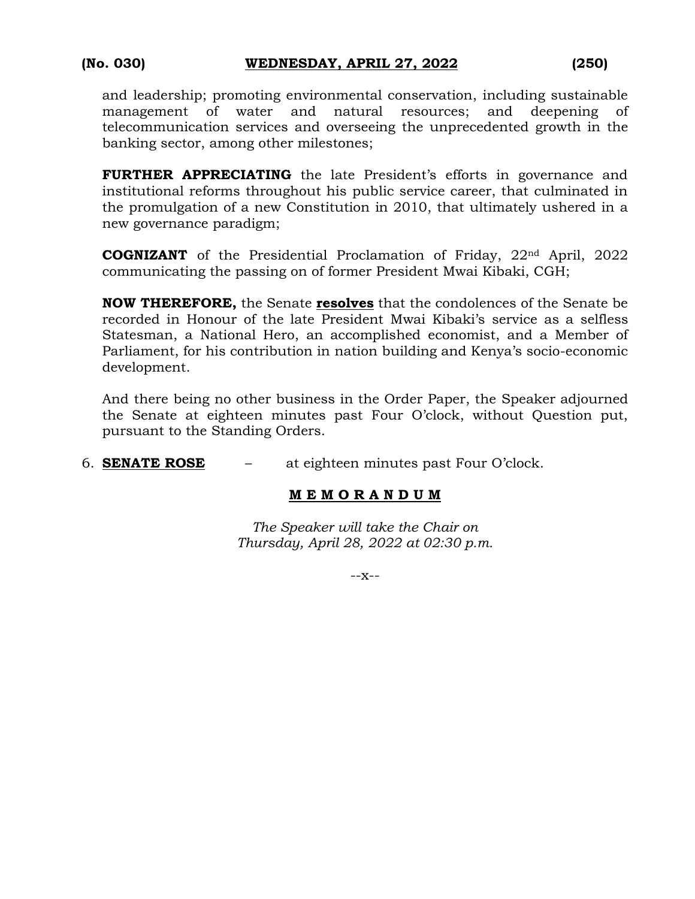and leadership; promoting environmental conservation, including sustainable management of water and natural resources; and deepening of telecommunication services and overseeing the unprecedented growth in the banking sector, among other milestones;

**FURTHER APPRECIATING** the late President's efforts in governance and institutional reforms throughout his public service career, that culminated in the promulgation of a new Constitution in 2010, that ultimately ushered in a new governance paradigm;

**COGNIZANT** of the Presidential Proclamation of Friday, 22nd April, 2022 communicating the passing on of former President Mwai Kibaki, CGH;

**NOW THEREFORE,** the Senate **resolves** that the condolences of the Senate be recorded in Honour of the late President Mwai Kibaki's service as a selfless Statesman, a National Hero, an accomplished economist, and a Member of Parliament, for his contribution in nation building and Kenya's socio-economic development.

And there being no other business in the Order Paper, the Speaker adjourned the Senate at eighteen minutes past Four O'clock, without Question put, pursuant to the Standing Orders.

6. **SENATE ROSE** – at eighteen minutes past Four O'clock.

## M E M O R A N D U M

*The Speaker will take the Chair on Thursday, April 28, 2022 at 02:30 p.m.*

--x--